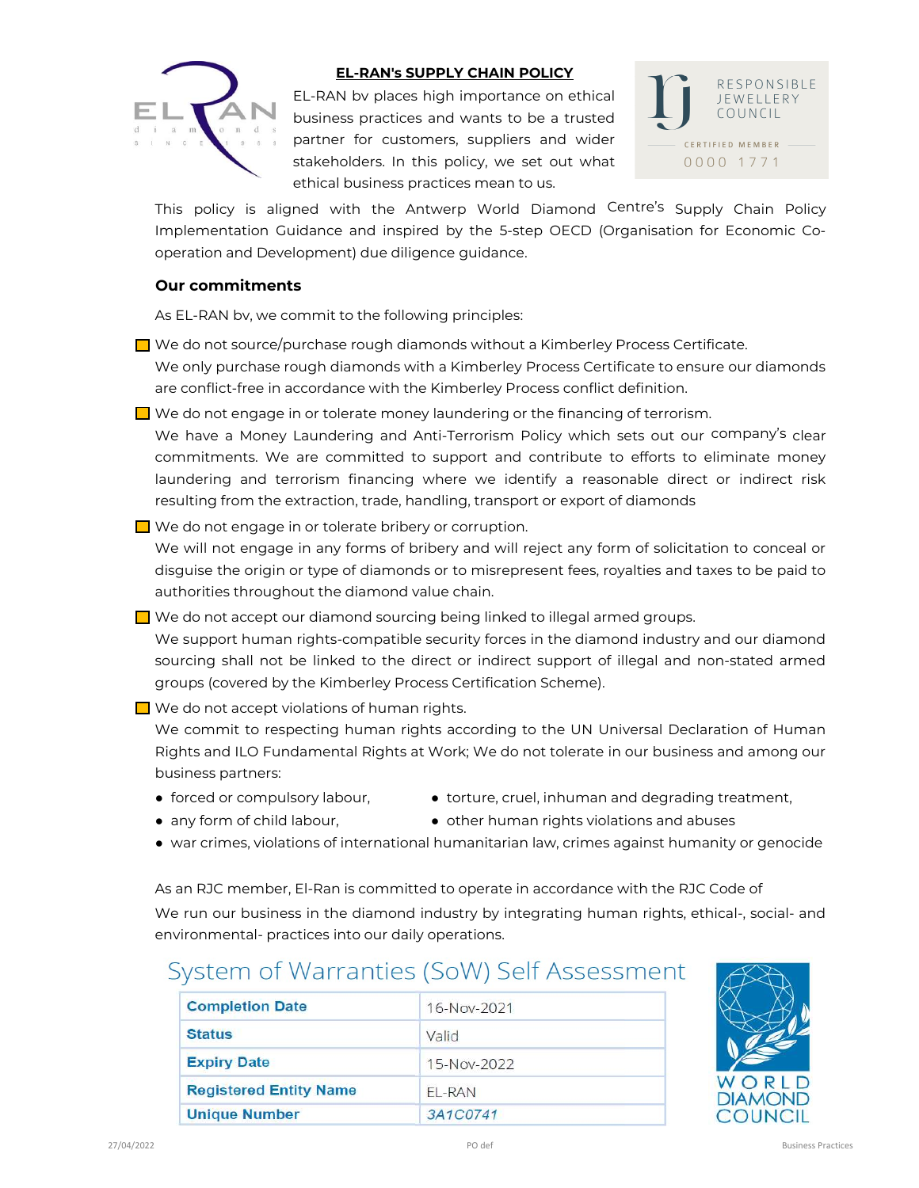# EL-RAN's SUPPLY CHAIN POLICY

EL-RAN bv places high importance on ethical business practices and wants to be a trusted partner for customers, suppliers and wider stakeholders. In this policy, we set out what ethical business practices mean to us.

This policy is aligned with the Antwerp World Diamond Centre's Supply Chain Policy Implementation Guidance and inspired by the 5-step OECD (Organisation for Economic Co-operation and Development) due diligence guidance.

## Our commitments

As EL-RAN bv, we commit to the following principles:

- **We do not source/purchase rough diamonds without a Kimberley Process Certificate.**
  We only purchase rough diamonds with a Kimberley Process Certificate to ensure our diamonds are conflict-free in accordance with the Kimberley Process conflict definition.
- **We do not engage in or tolerate money laundering or the financing of terrorism.**
  We have a Money Laundering and Anti-Terrorism Policy which sets out our company's clear commitments. We are committed to support and contribute to efforts to eliminate money laundering and terrorism financing where we identify a reasonable direct or indirect risk resulting from the extraction, trade, handling, transport or export of diamonds
- **We do not engage in or tolerate bribery or corruption.**
  We will not engage in any forms of bribery and will reject any form of solicitation to conceal or disguise the origin or type of diamonds or to misrepresent fees, royalties and taxes to be paid to authorities throughout the diamond value chain.
- **We do not accept our diamond sourcing being linked to illegal armed groups.**
  We support human rights-compatible security forces in the diamond industry and our diamond sourcing shall not be linked to the direct or indirect support of illegal and non-stated armed groups (covered by the Kimberley Process Certification Scheme).
- **We do not accept violations of human rights.**
  We commit to respecting human rights according to the UN Universal Declaration of Human Rights and ILO Fundamental Rights at Work; We do not tolerate in our business and among our business partners:
  - forced or compulsory labour,
  - any form of child labour,
  - torture, cruel, inhuman and degrading treatment,
  - other human rights violations and abuses
  - war crimes, violations of international humanitarian law, crimes against humanity or genocide

As an RJC member, El-Ran is committed to operate in accordance with the RJC Code of

We run our business in the diamond industry by integrating human rights, ethical-, social- and environmental- practices into our daily operations.

## System of Warranties (SoW) Self Assessment

| | |
|---|---|
| **Completion Date** | 16-Nov-2021 |
| **Status** | Valid |
| **Expiry Date** | 15-Nov-2022 |
| **Registered Entity Name** | EL-RAN |
| **Unique Number** | 3A1C0741 |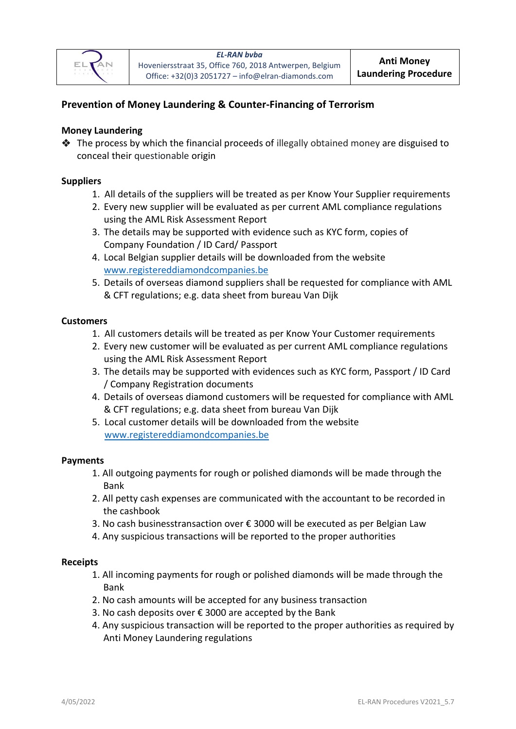## Prevention of Money Laundering & Counter-Financing of Terrorism

### Money Laundering

- The process by which the financial proceeds of illegally obtained money are disguised to conceal their questionable origin

### Suppliers

1. All details of the suppliers will be treated as per Know Your Supplier requirements
2. Every new supplier will be evaluated as per current AML compliance regulations using the AML Risk Assessment Report
3. The details may be supported with evidence such as KYC form, copies of Company Foundation / ID Card/ Passport
4. Local Belgian supplier details will be downloaded from the website www.registereddiamondcompanies.be
5. Details of overseas diamond suppliers shall be requested for compliance with AML & CFT regulations; e.g. data sheet from bureau Van Dijk

### Customers

1. All customers details will be treated as per Know Your Customer requirements
2. Every new customer will be evaluated as per current AML compliance regulations using the AML Risk Assessment Report
3. The details may be supported with evidences such as KYC form, Passport / ID Card / Company Registration documents
4. Details of overseas diamond customers will be requested for compliance with AML & CFT regulations; e.g. data sheet from bureau Van Dijk
5. Local customer details will be downloaded from the website www.registereddiamondcompanies.be

### Payments

1. All outgoing payments for rough or polished diamonds will be made through the Bank
2. All petty cash expenses are communicated with the accountant to be recorded in the cashbook
3. No cash businesstransaction over € 3000 will be executed as per Belgian Law
4. Any suspicious transactions will be reported to the proper authorities

### Receipts

1. All incoming payments for rough or polished diamonds will be made through the Bank
2. No cash amounts will be accepted for any business transaction
3. No cash deposits over € 3000 are accepted by the Bank
4. Any suspicious transaction will be reported to the proper authorities as required by Anti Money Laundering regulations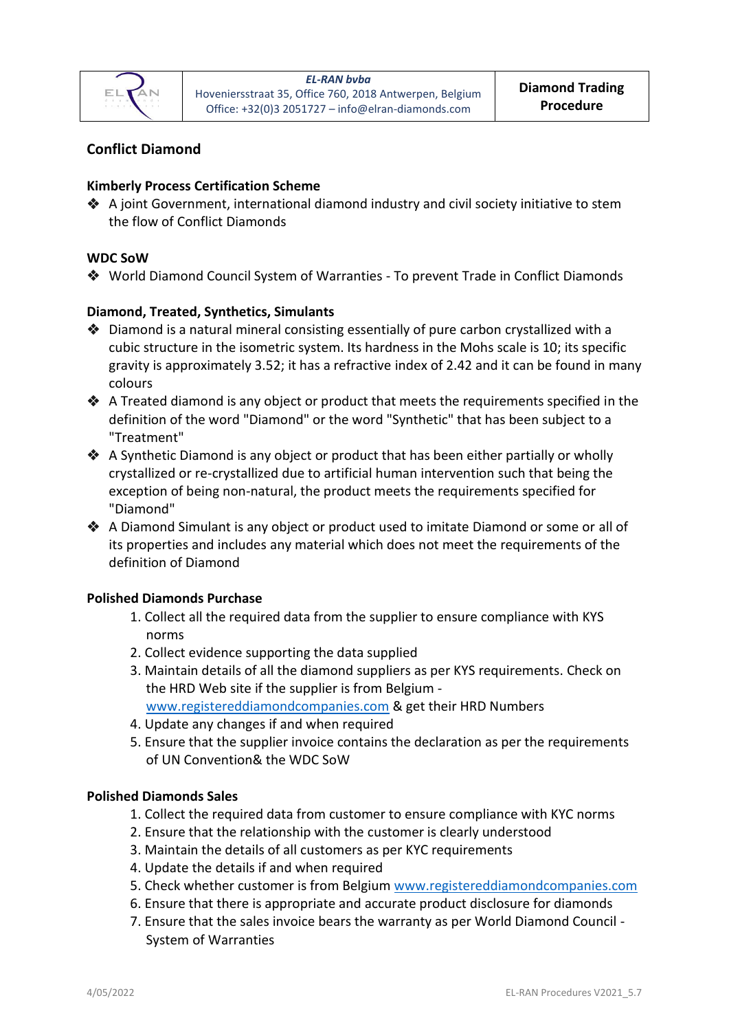## Conflict Diamond

### Kimberly Process Certification Scheme

- A joint Government, international diamond industry and civil society initiative to stem the flow of Conflict Diamonds

### WDC SoW

- World Diamond Council System of Warranties - To prevent Trade in Conflict Diamonds

### Diamond, Treated, Synthetics, Simulants

- Diamond is a natural mineral consisting essentially of pure carbon crystallized with a cubic structure in the isometric system. Its hardness in the Mohs scale is 10; its specific gravity is approximately 3.52; it has a refractive index of 2.42 and it can be found in many colours
- A Treated diamond is any object or product that meets the requirements specified in the definition of the word "Diamond" or the word "Synthetic" that has been subject to a "Treatment"
- A Synthetic Diamond is any object or product that has been either partially or wholly crystallized or re-crystallized due to artificial human intervention such that being the exception of being non-natural, the product meets the requirements specified for "Diamond"
- A Diamond Simulant is any object or product used to imitate Diamond or some or all of its properties and includes any material which does not meet the requirements of the definition of Diamond

### Polished Diamonds Purchase

1. Collect all the required data from the supplier to ensure compliance with KYS norms
2. Collect evidence supporting the data supplied
3. Maintain details of all the diamond suppliers as per KYS requirements. Check on the HRD Web site if the supplier is from Belgium - [www.registereddiamondcompanies.com](http://www.registereddiamondcompanies.com) & get their HRD Numbers
4. Update any changes if and when required
5. Ensure that the supplier invoice contains the declaration as per the requirements of UN Convention& the WDC SoW

### Polished Diamonds Sales

1. Collect the required data from customer to ensure compliance with KYC norms
2. Ensure that the relationship with the customer is clearly understood
3. Maintain the details of all customers as per KYC requirements
4. Update the details if and when required
5. Check whether customer is from Belgium [www.registereddiamondcompanies.com](http://www.registereddiamondcompanies.com)
6. Ensure that there is appropriate and accurate product disclosure for diamonds
7. Ensure that the sales invoice bears the warranty as per World Diamond Council - System of Warranties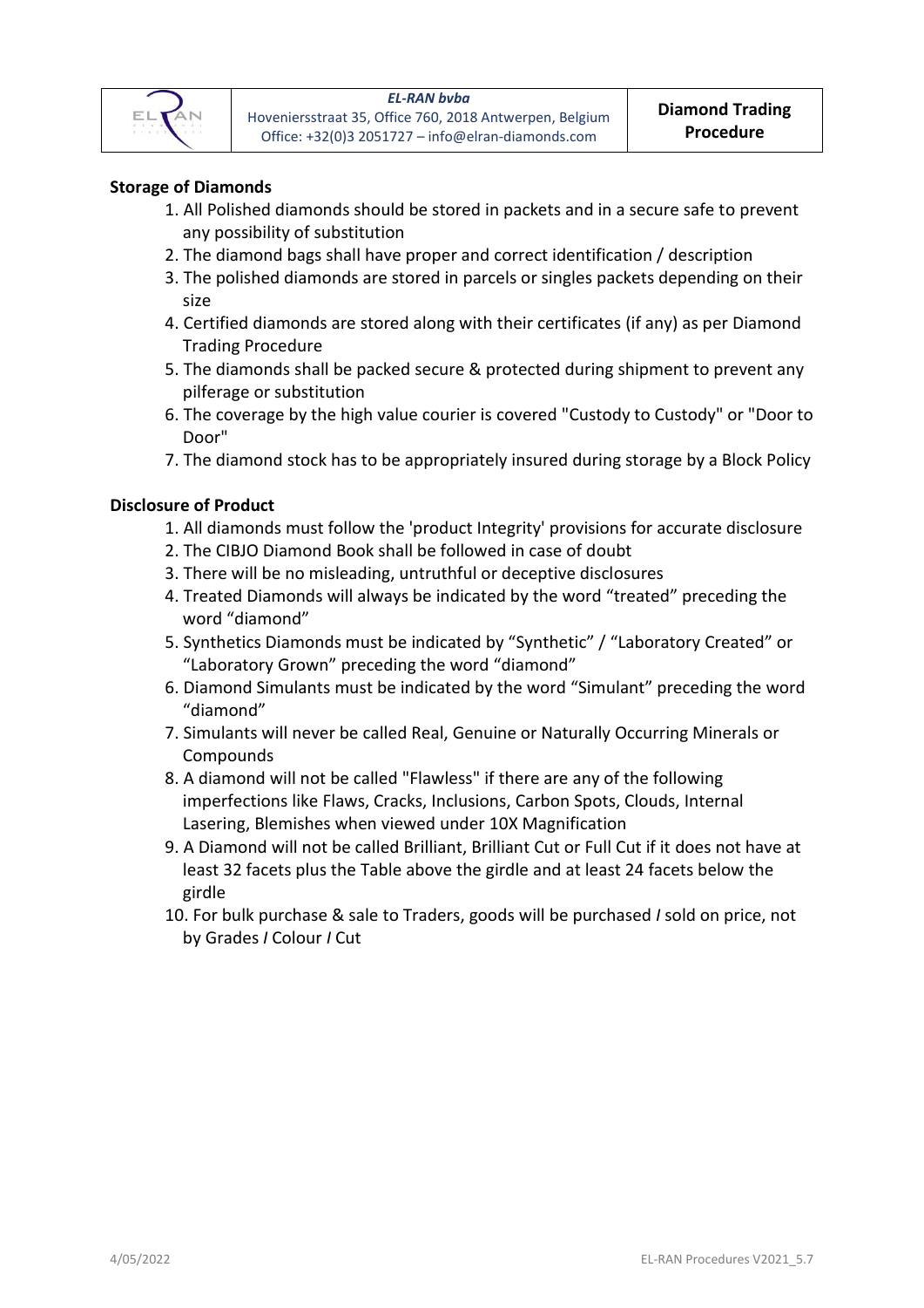## Storage of Diamonds

1. All Polished diamonds should be stored in packets and in a secure safe to prevent any possibility of substitution
2. The diamond bags shall have proper and correct identification / description
3. The polished diamonds are stored in parcels or singles packets depending on their size
4. Certified diamonds are stored along with their certificates (if any) as per Diamond Trading Procedure
5. The diamonds shall be packed secure & protected during shipment to prevent any pilferage or substitution
6. The coverage by the high value courier is covered "Custody to Custody" or "Door to Door"
7. The diamond stock has to be appropriately insured during storage by a Block Policy

## Disclosure of Product

1. All diamonds must follow the 'product Integrity' provisions for accurate disclosure
2. The CIBJO Diamond Book shall be followed in case of doubt
3. There will be no misleading, untruthful or deceptive disclosures
4. Treated Diamonds will always be indicated by the word "treated" preceding the word "diamond"
5. Synthetics Diamonds must be indicated by "Synthetic" / "Laboratory Created" or "Laboratory Grown" preceding the word "diamond"
6. Diamond Simulants must be indicated by the word "Simulant" preceding the word "diamond"
7. Simulants will never be called Real, Genuine or Naturally Occurring Minerals or Compounds
8. A diamond will not be called "Flawless" if there are any of the following imperfections like Flaws, Cracks, Inclusions, Carbon Spots, Clouds, Internal Lasering, Blemishes when viewed under 10X Magnification
9. A Diamond will not be called Brilliant, Brilliant Cut or Full Cut if it does not have at least 32 facets plus the Table above the girdle and at least 24 facets below the girdle
10. For bulk purchase & sale to Traders, goods will be purchased / sold on price, not by Grades / Colour / Cut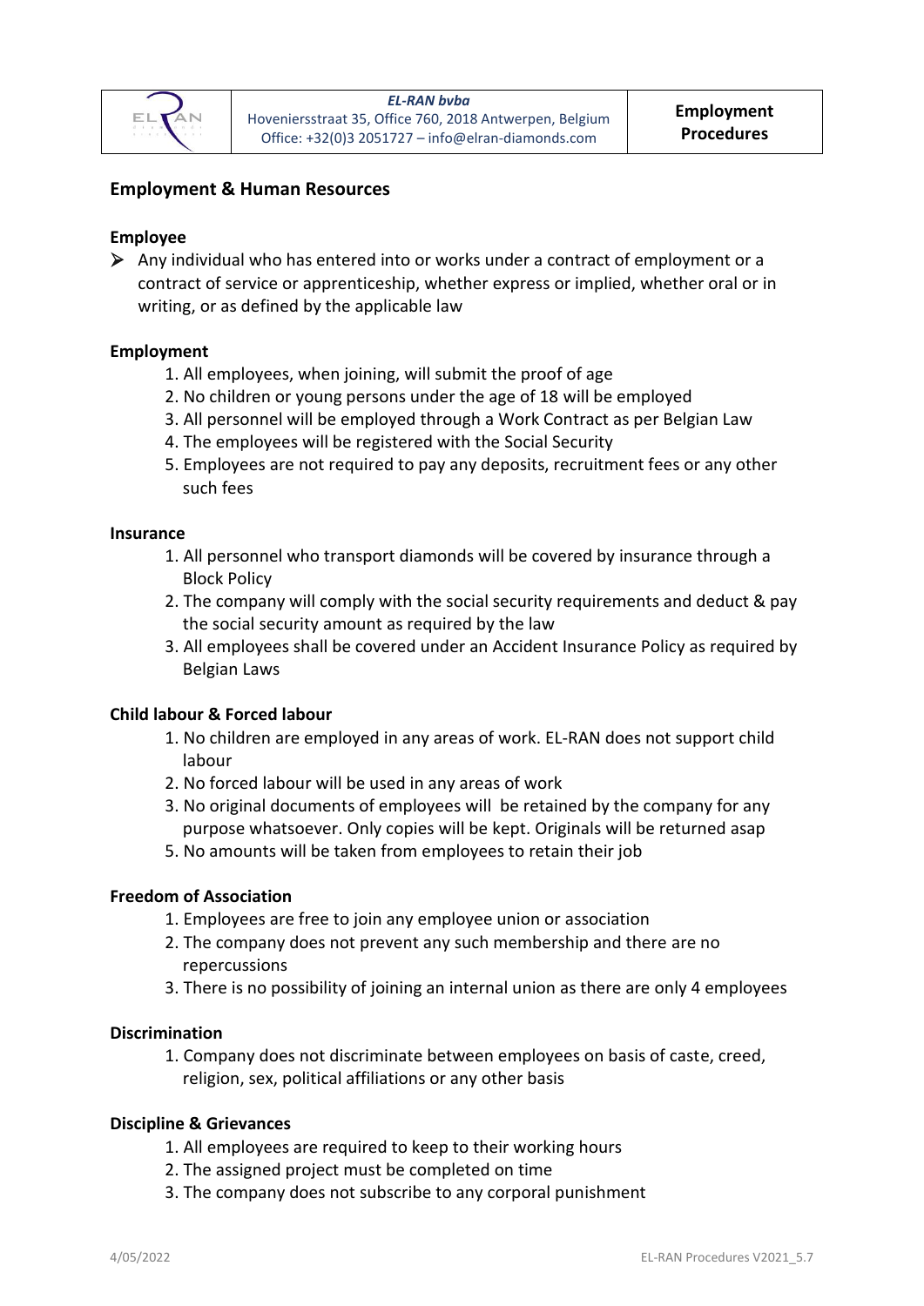## Employment & Human Resources

### Employee

- Any individual who has entered into or works under a contract of employment or a contract of service or apprenticeship, whether express or implied, whether oral or in writing, or as defined by the applicable law

### Employment

1. All employees, when joining, will submit the proof of age
2. No children or young persons under the age of 18 will be employed
3. All personnel will be employed through a Work Contract as per Belgian Law
4. The employees will be registered with the Social Security
5. Employees are not required to pay any deposits, recruitment fees or any other such fees

### Insurance

1. All personnel who transport diamonds will be covered by insurance through a Block Policy
2. The company will comply with the social security requirements and deduct & pay the social security amount as required by the law
3. All employees shall be covered under an Accident Insurance Policy as required by Belgian Laws

### Child labour & Forced labour

1. No children are employed in any areas of work. EL-RAN does not support child labour
2. No forced labour will be used in any areas of work
3. No original documents of employees will be retained by the company for any purpose whatsoever. Only copies will be kept. Originals will be returned asap

5. No amounts will be taken from employees to retain their job

### Freedom of Association

1. Employees are free to join any employee union or association
2. The company does not prevent any such membership and there are no repercussions
3. There is no possibility of joining an internal union as there are only 4 employees

### Discrimination

1. Company does not discriminate between employees on basis of caste, creed, religion, sex, political affiliations or any other basis

### Discipline & Grievances

1. All employees are required to keep to their working hours
2. The assigned project must be completed on time
3. The company does not subscribe to any corporal punishment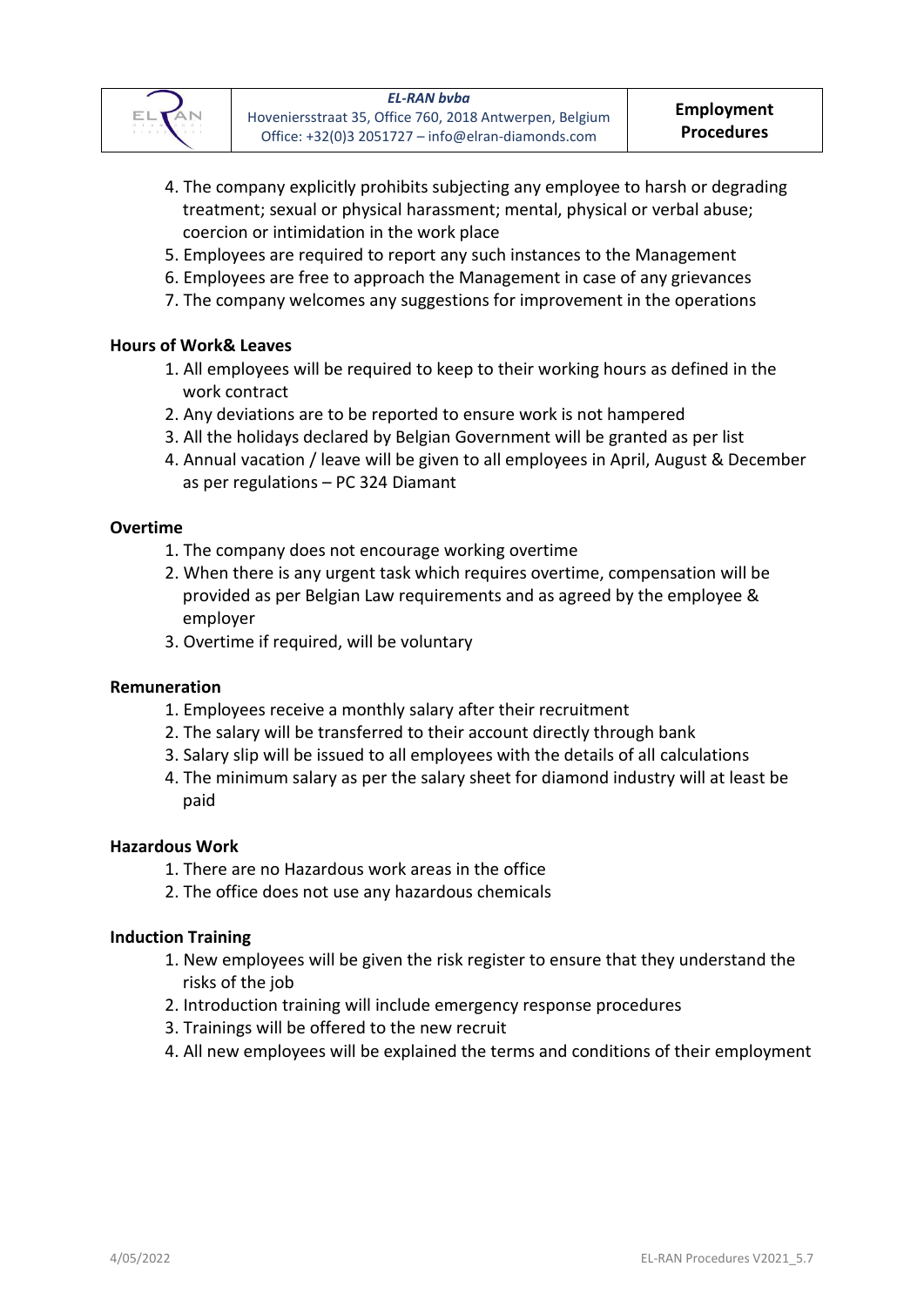4. The company explicitly prohibits subjecting any employee to harsh or degrading treatment; sexual or physical harassment; mental, physical or verbal abuse; coercion or intimidation in the work place
5. Employees are required to report any such instances to the Management
6. Employees are free to approach the Management in case of any grievances
7. The company welcomes any suggestions for improvement in the operations

**Hours of Work& Leaves**

1. All employees will be required to keep to their working hours as defined in the work contract
2. Any deviations are to be reported to ensure work is not hampered
3. All the holidays declared by Belgian Government will be granted as per list
4. Annual vacation / leave will be given to all employees in April, August & December as per regulations – PC 324 Diamant

**Overtime**

1. The company does not encourage working overtime
2. When there is any urgent task which requires overtime, compensation will be provided as per Belgian Law requirements and as agreed by the employee & employer
3. Overtime if required, will be voluntary

**Remuneration**

1. Employees receive a monthly salary after their recruitment
2. The salary will be transferred to their account directly through bank
3. Salary slip will be issued to all employees with the details of all calculations
4. The minimum salary as per the salary sheet for diamond industry will at least be paid

**Hazardous Work**

1. There are no Hazardous work areas in the office
2. The office does not use any hazardous chemicals

**Induction Training**

1. New employees will be given the risk register to ensure that they understand the risks of the job
2. Introduction training will include emergency response procedures
3. Trainings will be offered to the new recruit
4. All new employees will be explained the terms and conditions of their employment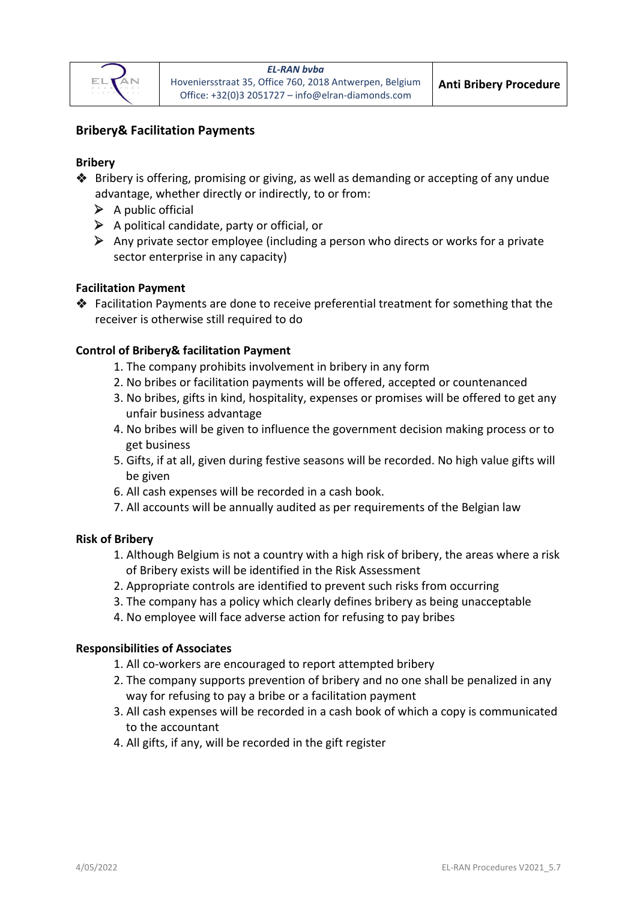## Bribery& Facilitation Payments

### Bribery

- Bribery is offering, promising or giving, as well as demanding or accepting of any undue advantage, whether directly or indirectly, to or from:
  - A public official
  - A political candidate, party or official, or
  - Any private sector employee (including a person who directs or works for a private sector enterprise in any capacity)

### Facilitation Payment

- Facilitation Payments are done to receive preferential treatment for something that the receiver is otherwise still required to do

### Control of Bribery& facilitation Payment

1. The company prohibits involvement in bribery in any form
2. No bribes or facilitation payments will be offered, accepted or countenanced
3. No bribes, gifts in kind, hospitality, expenses or promises will be offered to get any unfair business advantage
4. No bribes will be given to influence the government decision making process or to get business
5. Gifts, if at all, given during festive seasons will be recorded. No high value gifts will be given
6. All cash expenses will be recorded in a cash book.
7. All accounts will be annually audited as per requirements of the Belgian law

### Risk of Bribery

1. Although Belgium is not a country with a high risk of bribery, the areas where a risk of Bribery exists will be identified in the Risk Assessment
2. Appropriate controls are identified to prevent such risks from occurring
3. The company has a policy which clearly defines bribery as being unacceptable
4. No employee will face adverse action for refusing to pay bribes

### Responsibilities of Associates

1. All co-workers are encouraged to report attempted bribery
2. The company supports prevention of bribery and no one shall be penalized in any way for refusing to pay a bribe or a facilitation payment
3. All cash expenses will be recorded in a cash book of which a copy is communicated to the accountant
4. All gifts, if any, will be recorded in the gift register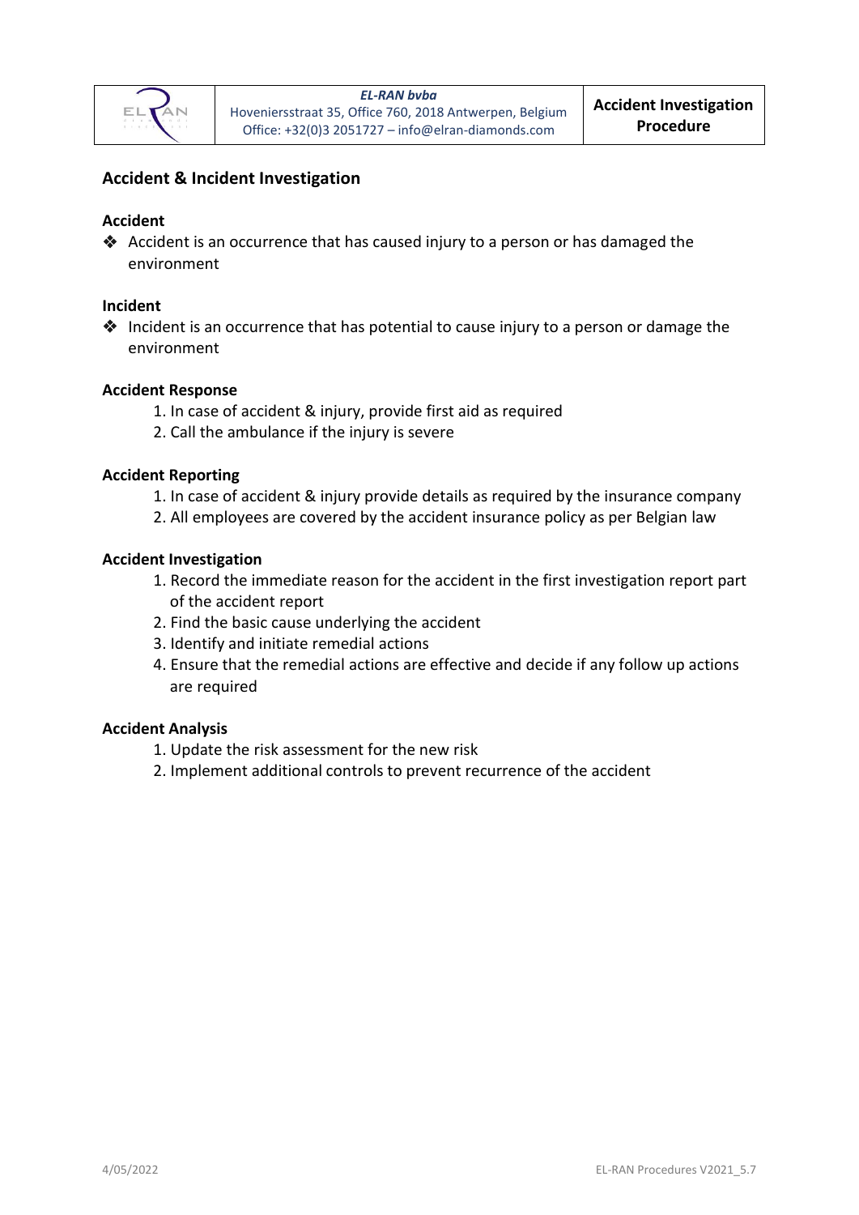## Accident & Incident Investigation

### Accident

- Accident is an occurrence that has caused injury to a person or has damaged the environment

### Incident

- Incident is an occurrence that has potential to cause injury to a person or damage the environment

### Accident Response

1. In case of accident & injury, provide first aid as required
2. Call the ambulance if the injury is severe

### Accident Reporting

1. In case of accident & injury provide details as required by the insurance company
2. All employees are covered by the accident insurance policy as per Belgian law

### Accident Investigation

1. Record the immediate reason for the accident in the first investigation report part of the accident report
2. Find the basic cause underlying the accident
3. Identify and initiate remedial actions
4. Ensure that the remedial actions are effective and decide if any follow up actions are required

### Accident Analysis

1. Update the risk assessment for the new risk
2. Implement additional controls to prevent recurrence of the accident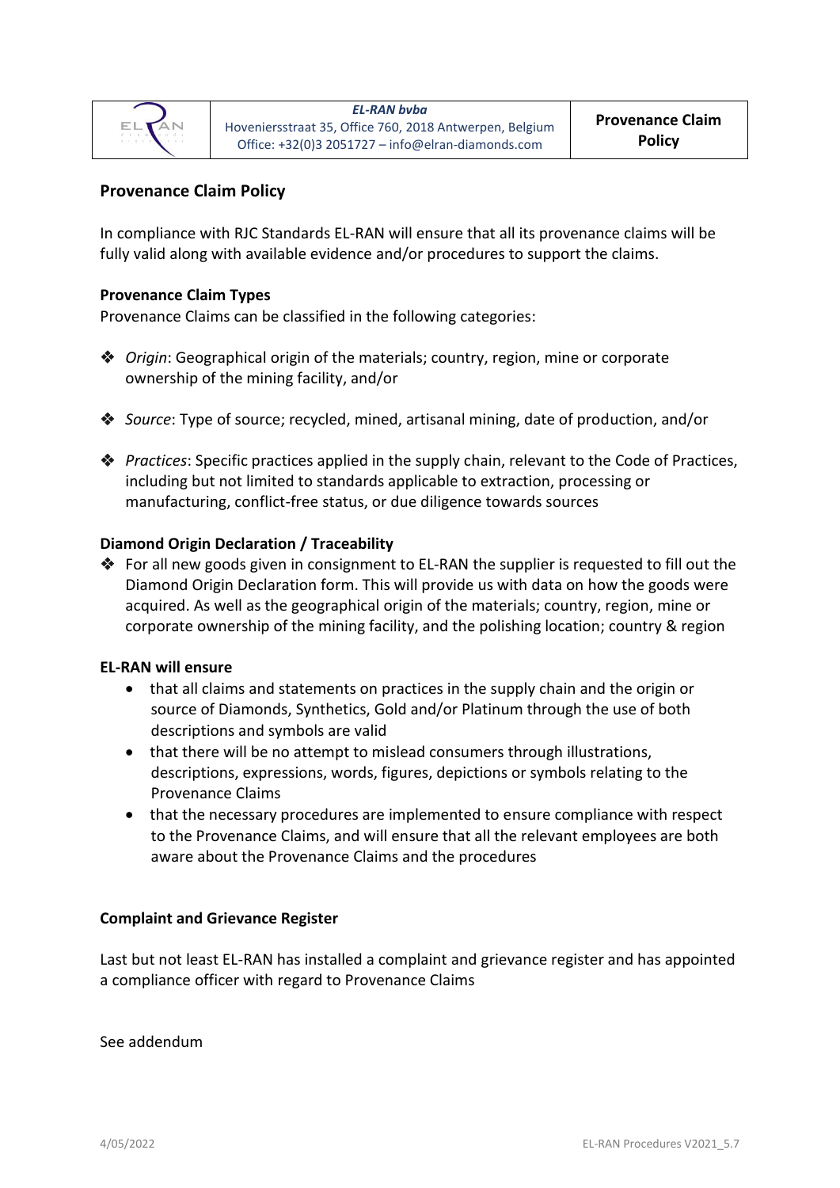## Provenance Claim Policy

In compliance with RJC Standards EL-RAN will ensure that all its provenance claims will be fully valid along with available evidence and/or procedures to support the claims.

### Provenance Claim Types

Provenance Claims can be classified in the following categories:

- *Origin*: Geographical origin of the materials; country, region, mine or corporate ownership of the mining facility, and/or
- *Source*: Type of source; recycled, mined, artisanal mining, date of production, and/or
- *Practices*: Specific practices applied in the supply chain, relevant to the Code of Practices, including but not limited to standards applicable to extraction, processing or manufacturing, conflict-free status, or due diligence towards sources

### Diamond Origin Declaration / Traceability

- For all new goods given in consignment to EL-RAN the supplier is requested to fill out the Diamond Origin Declaration form. This will provide us with data on how the goods were acquired. As well as the geographical origin of the materials; country, region, mine or corporate ownership of the mining facility, and the polishing location; country & region

### EL-RAN will ensure

- that all claims and statements on practices in the supply chain and the origin or source of Diamonds, Synthetics, Gold and/or Platinum through the use of both descriptions and symbols are valid
- that there will be no attempt to mislead consumers through illustrations, descriptions, expressions, words, figures, depictions or symbols relating to the Provenance Claims
- that the necessary procedures are implemented to ensure compliance with respect to the Provenance Claims, and will ensure that all the relevant employees are both aware about the Provenance Claims and the procedures

### Complaint and Grievance Register

Last but not least EL-RAN has installed a complaint and grievance register and has appointed a compliance officer with regard to Provenance Claims

See addendum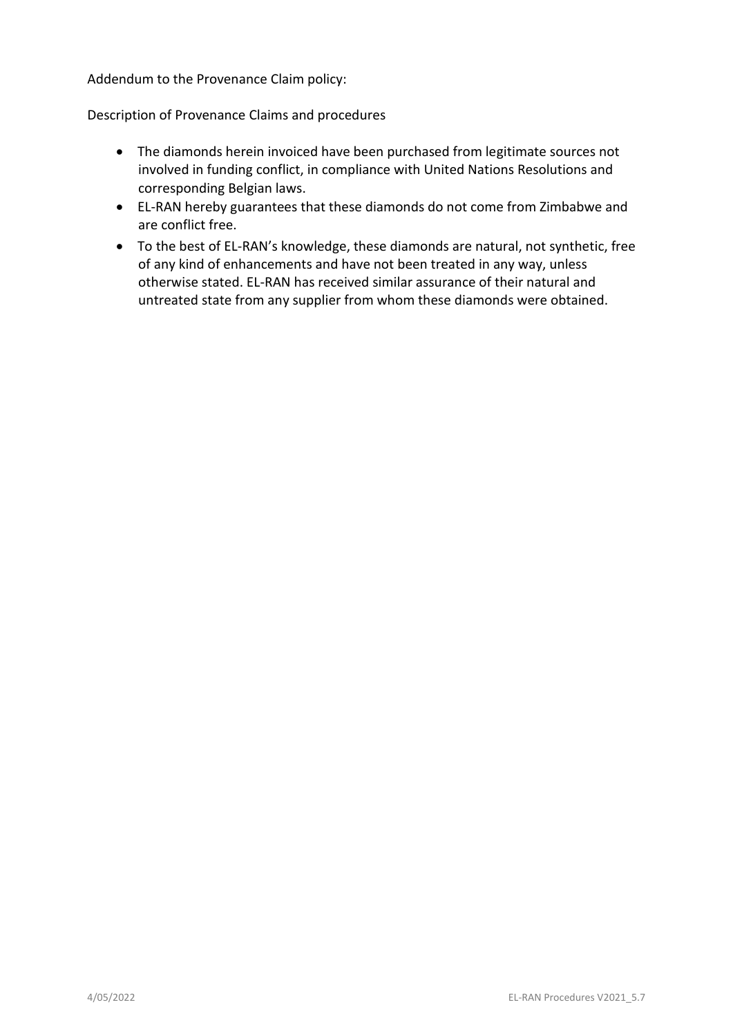Addendum to the Provenance Claim policy:

Description of Provenance Claims and procedures

- The diamonds herein invoiced have been purchased from legitimate sources not involved in funding conflict, in compliance with United Nations Resolutions and corresponding Belgian laws.
- EL-RAN hereby guarantees that these diamonds do not come from Zimbabwe and are conflict free.
- To the best of EL-RAN's knowledge, these diamonds are natural, not synthetic, free of any kind of enhancements and have not been treated in any way, unless otherwise stated. EL-RAN has received similar assurance of their natural and untreated state from any supplier from whom these diamonds were obtained.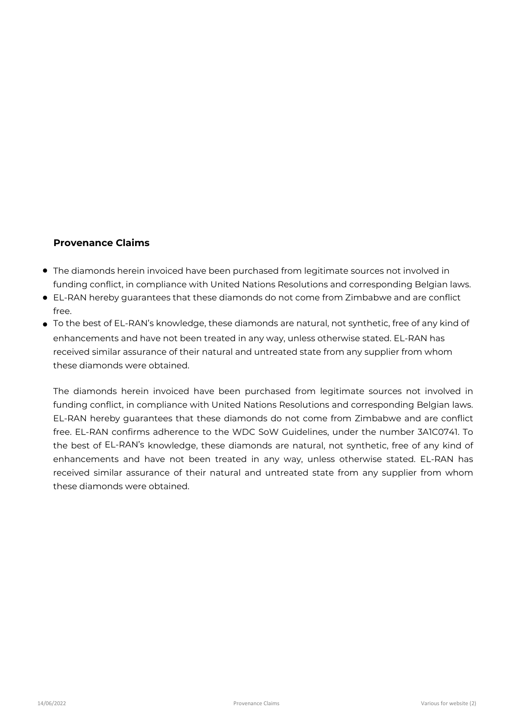**Provenance Claims**

- The diamonds herein invoiced have been purchased from legitimate sources not involved in funding conflict, in compliance with United Nations Resolutions and corresponding Belgian laws.
- EL-RAN hereby guarantees that these diamonds do not come from Zimbabwe and are conflict free.
- To the best of EL-RAN's knowledge, these diamonds are natural, not synthetic, free of any kind of enhancements and have not been treated in any way, unless otherwise stated. EL-RAN has received similar assurance of their natural and untreated state from any supplier from whom these diamonds were obtained.

The diamonds herein invoiced have been purchased from legitimate sources not involved in funding conflict, in compliance with United Nations Resolutions and corresponding Belgian laws. EL-RAN hereby guarantees that these diamonds do not come from Zimbabwe and are conflict free. EL-RAN confirms adherence to the WDC SoW Guidelines, under the number 3A1C0741. To the best of EL-RAN's knowledge, these diamonds are natural, not synthetic, free of any kind of enhancements and have not been treated in any way, unless otherwise stated. EL-RAN has received similar assurance of their natural and untreated state from any supplier from whom these diamonds were obtained.